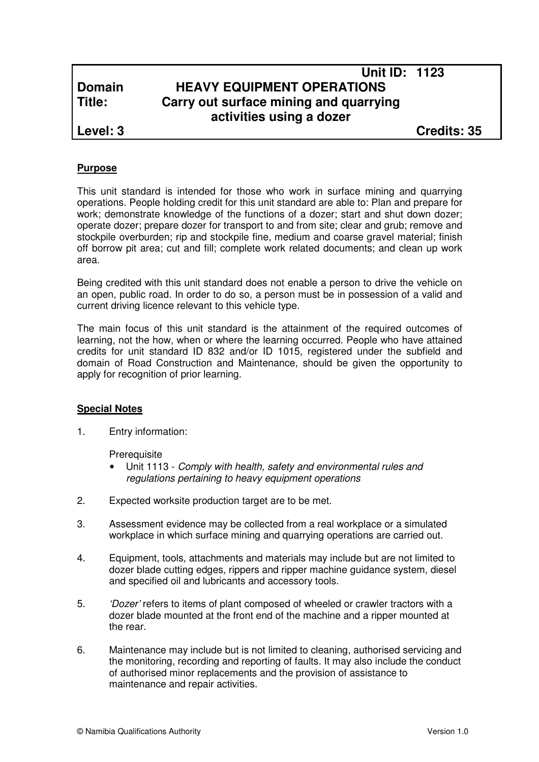| | | Unit ID: 1123 |
|---|---|---|
| **Domain** | **HEAVY EQUIPMENT OPERATIONS** | |
| **Title:** | **Carry out surface mining and quarrying activities using a dozer** | |
| **Level: 3** | | **Credits: 35** |

**Purpose**

This unit standard is intended for those who work in surface mining and quarrying operations. People holding credit for this unit standard are able to: Plan and prepare for work; demonstrate knowledge of the functions of a dozer; start and shut down dozer; operate dozer; prepare dozer for transport to and from site; clear and grub; remove and stockpile overburden; rip and stockpile fine, medium and coarse gravel material; finish off borrow pit area; cut and fill; complete work related documents; and clean up work area.

Being credited with this unit standard does not enable a person to drive the vehicle on an open, public road. In order to do so, a person must be in possession of a valid and current driving licence relevant to this vehicle type.

The main focus of this unit standard is the attainment of the required outcomes of learning, not the how, when or where the learning occurred. People who have attained credits for unit standard ID 832 and/or ID 1015, registered under the subfield and domain of Road Construction and Maintenance, should be given the opportunity to apply for recognition of prior learning.

**Special Notes**

1. Entry information:

   Prerequisite
   - Unit 1113 - *Comply with health, safety and environmental rules and regulations pertaining to heavy equipment operations*

2. Expected worksite production target are to be met.

3. Assessment evidence may be collected from a real workplace or a simulated workplace in which surface mining and quarrying operations are carried out.

4. Equipment, tools, attachments and materials may include but are not limited to dozer blade cutting edges, rippers and ripper machine guidance system, diesel and specified oil and lubricants and accessory tools.

5. *'Dozer'* refers to items of plant composed of wheeled or crawler tractors with a dozer blade mounted at the front end of the machine and a ripper mounted at the rear.

6. Maintenance may include but is not limited to cleaning, authorised servicing and the monitoring, recording and reporting of faults. It may also include the conduct of authorised minor replacements and the provision of assistance to maintenance and repair activities.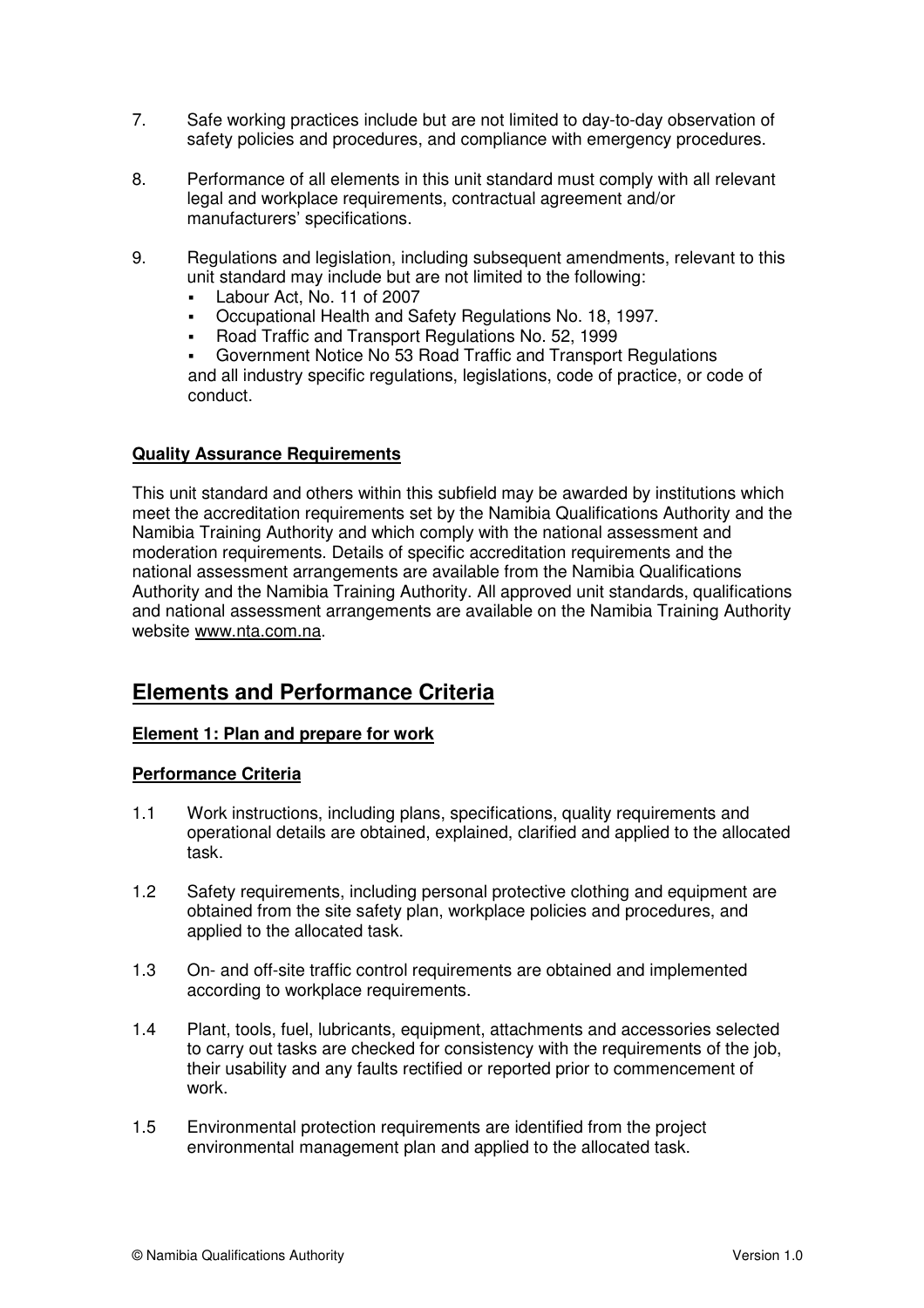7. Safe working practices include but are not limited to day-to-day observation of safety policies and procedures, and compliance with emergency procedures.

8. Performance of all elements in this unit standard must comply with all relevant legal and workplace requirements, contractual agreement and/or manufacturers' specifications.

9. Regulations and legislation, including subsequent amendments, relevant to this unit standard may include but are not limited to the following:
   - Labour Act, No. 11 of 2007
   - Occupational Health and Safety Regulations No. 18, 1997.
   - Road Traffic and Transport Regulations No. 52, 1999
   - Government Notice No 53 Road Traffic and Transport Regulations

   and all industry specific regulations, legislations, code of practice, or code of conduct.

**Quality Assurance Requirements**

This unit standard and others within this subfield may be awarded by institutions which meet the accreditation requirements set by the Namibia Qualifications Authority and the Namibia Training Authority and which comply with the national assessment and moderation requirements. Details of specific accreditation requirements and the national assessment arrangements are available from the Namibia Qualifications Authority and the Namibia Training Authority. All approved unit standards, qualifications and national assessment arrangements are available on the Namibia Training Authority website www.nta.com.na.

## Elements and Performance Criteria

**Element 1: Plan and prepare for work**

**Performance Criteria**

1.1 Work instructions, including plans, specifications, quality requirements and operational details are obtained, explained, clarified and applied to the allocated task.

1.2 Safety requirements, including personal protective clothing and equipment are obtained from the site safety plan, workplace policies and procedures, and applied to the allocated task.

1.3 On- and off-site traffic control requirements are obtained and implemented according to workplace requirements.

1.4 Plant, tools, fuel, lubricants, equipment, attachments and accessories selected to carry out tasks are checked for consistency with the requirements of the job, their usability and any faults rectified or reported prior to commencement of work.

1.5 Environmental protection requirements are identified from the project environmental management plan and applied to the allocated task.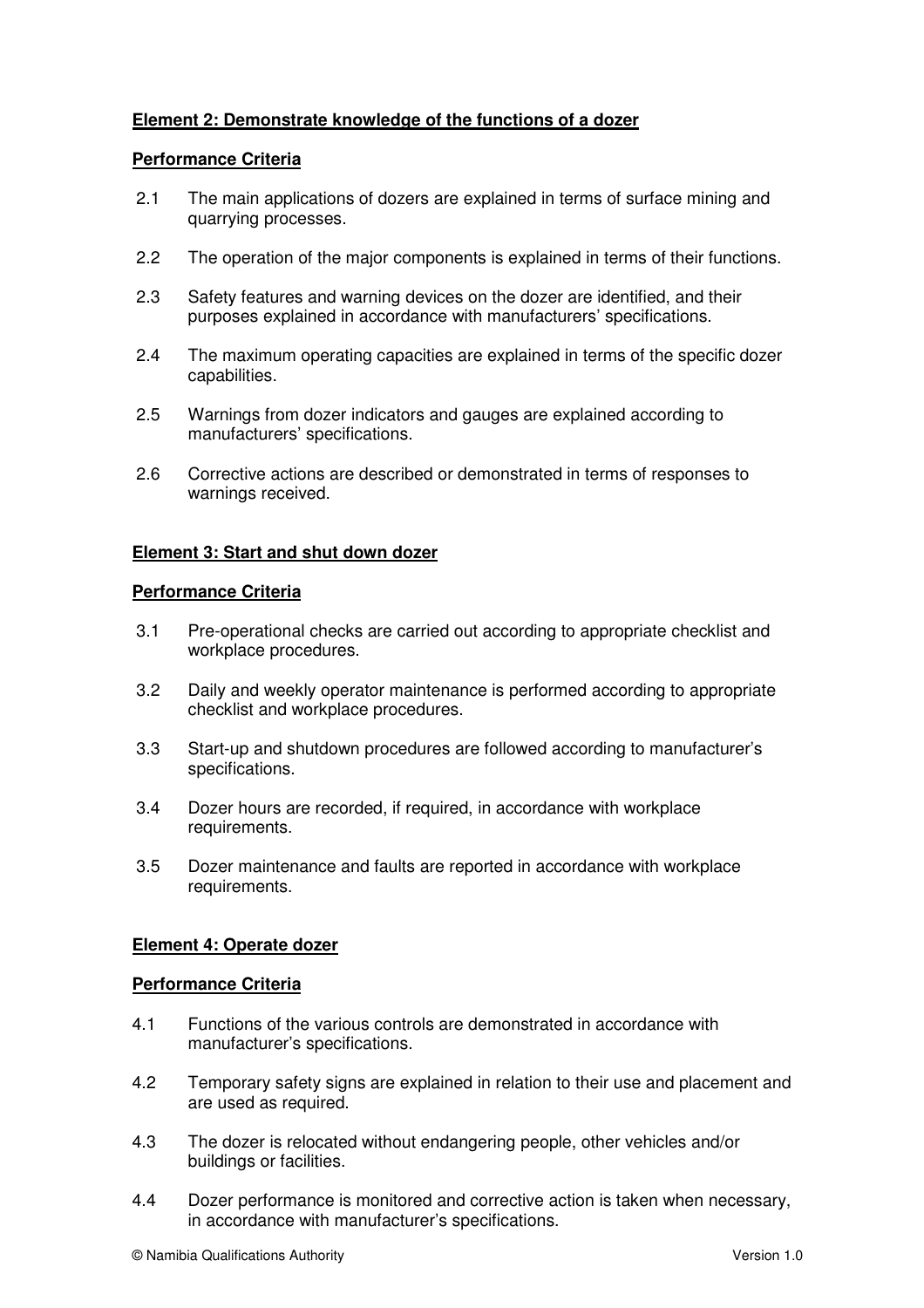**Element 2: Demonstrate knowledge of the functions of a dozer**

**Performance Criteria**

2.1 The main applications of dozers are explained in terms of surface mining and quarrying processes.

2.2 The operation of the major components is explained in terms of their functions.

2.3 Safety features and warning devices on the dozer are identified, and their purposes explained in accordance with manufacturers' specifications.

2.4 The maximum operating capacities are explained in terms of the specific dozer capabilities.

2.5 Warnings from dozer indicators and gauges are explained according to manufacturers' specifications.

2.6 Corrective actions are described or demonstrated in terms of responses to warnings received.

**Element 3: Start and shut down dozer**

**Performance Criteria**

3.1 Pre-operational checks are carried out according to appropriate checklist and workplace procedures.

3.2 Daily and weekly operator maintenance is performed according to appropriate checklist and workplace procedures.

3.3 Start-up and shutdown procedures are followed according to manufacturer's specifications.

3.4 Dozer hours are recorded, if required, in accordance with workplace requirements.

3.5 Dozer maintenance and faults are reported in accordance with workplace requirements.

**Element 4: Operate dozer**

**Performance Criteria**

4.1 Functions of the various controls are demonstrated in accordance with manufacturer's specifications.

4.2 Temporary safety signs are explained in relation to their use and placement and are used as required.

4.3 The dozer is relocated without endangering people, other vehicles and/or buildings or facilities.

4.4 Dozer performance is monitored and corrective action is taken when necessary, in accordance with manufacturer's specifications.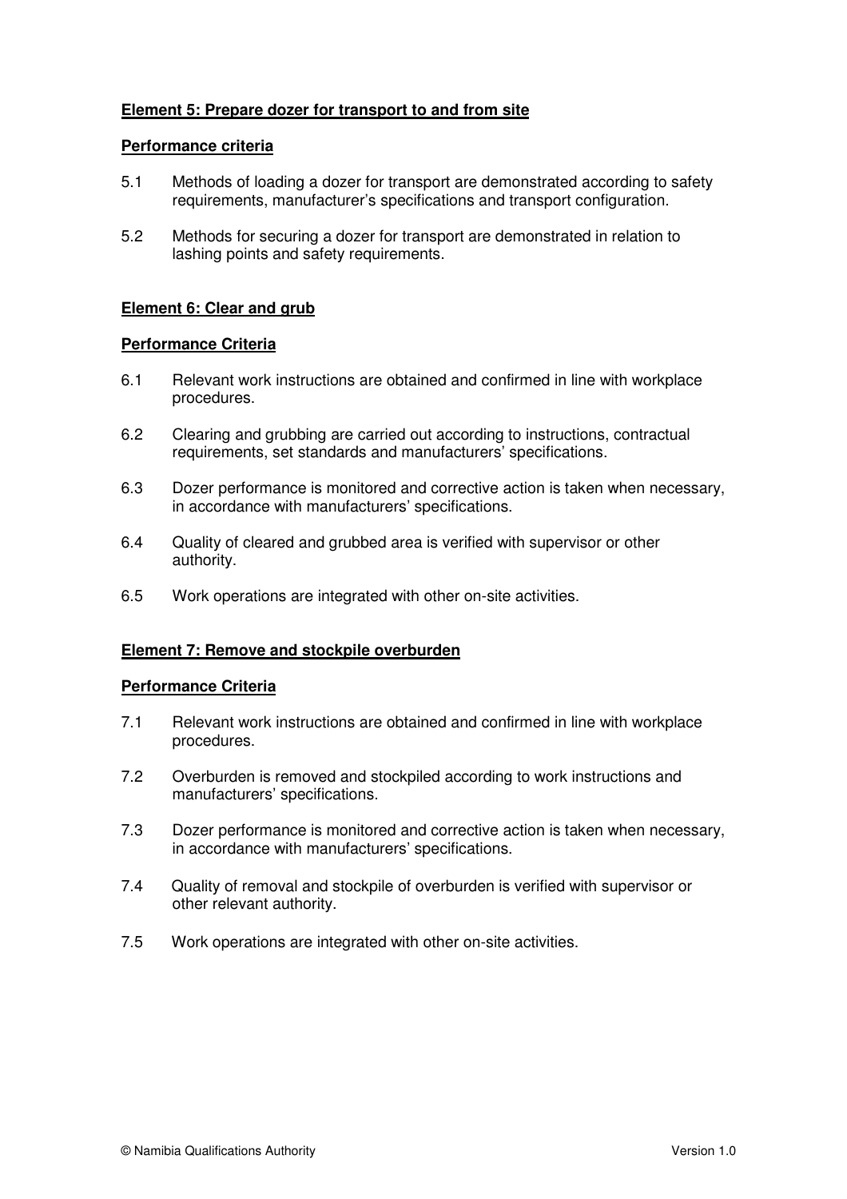**Element 5: Prepare dozer for transport to and from site**

**Performance criteria**

5.1 Methods of loading a dozer for transport are demonstrated according to safety requirements, manufacturer's specifications and transport configuration.

5.2 Methods for securing a dozer for transport are demonstrated in relation to lashing points and safety requirements.

**Element 6: Clear and grub**

**Performance Criteria**

6.1 Relevant work instructions are obtained and confirmed in line with workplace procedures.

6.2 Clearing and grubbing are carried out according to instructions, contractual requirements, set standards and manufacturers' specifications.

6.3 Dozer performance is monitored and corrective action is taken when necessary, in accordance with manufacturers' specifications.

6.4 Quality of cleared and grubbed area is verified with supervisor or other authority.

6.5 Work operations are integrated with other on-site activities.

**Element 7: Remove and stockpile overburden**

**Performance Criteria**

7.1 Relevant work instructions are obtained and confirmed in line with workplace procedures.

7.2 Overburden is removed and stockpiled according to work instructions and manufacturers' specifications.

7.3 Dozer performance is monitored and corrective action is taken when necessary, in accordance with manufacturers' specifications.

7.4 Quality of removal and stockpile of overburden is verified with supervisor or other relevant authority.

7.5 Work operations are integrated with other on-site activities.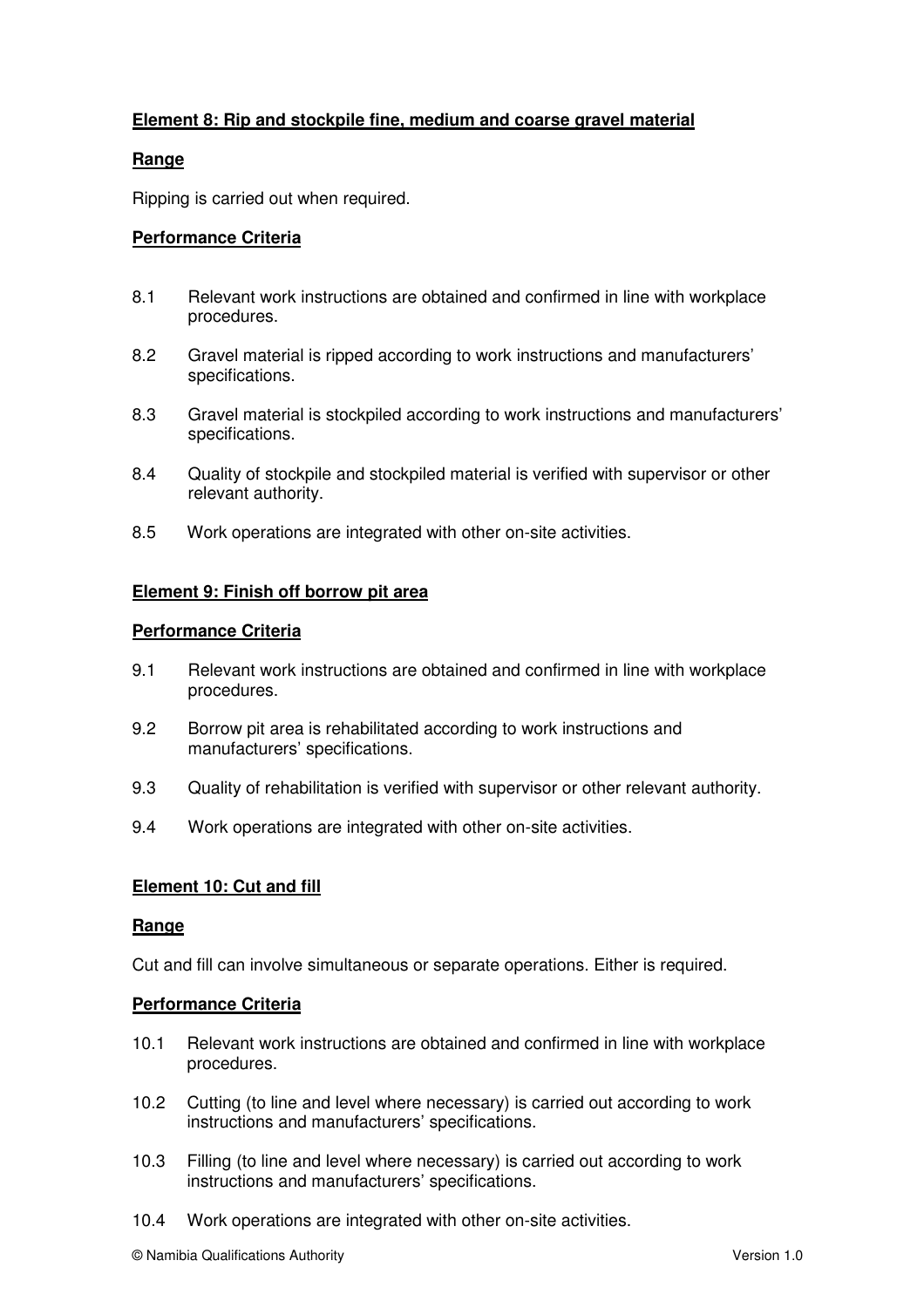**Element 8: Rip and stockpile fine, medium and coarse gravel material**

**Range**

Ripping is carried out when required.

**Performance Criteria**

8.1 Relevant work instructions are obtained and confirmed in line with workplace procedures.

8.2 Gravel material is ripped according to work instructions and manufacturers' specifications.

8.3 Gravel material is stockpiled according to work instructions and manufacturers' specifications.

8.4 Quality of stockpile and stockpiled material is verified with supervisor or other relevant authority.

8.5 Work operations are integrated with other on-site activities.

**Element 9: Finish off borrow pit area**

**Performance Criteria**

9.1 Relevant work instructions are obtained and confirmed in line with workplace procedures.

9.2 Borrow pit area is rehabilitated according to work instructions and manufacturers' specifications.

9.3 Quality of rehabilitation is verified with supervisor or other relevant authority.

9.4 Work operations are integrated with other on-site activities.

**Element 10: Cut and fill**

**Range**

Cut and fill can involve simultaneous or separate operations. Either is required.

**Performance Criteria**

10.1 Relevant work instructions are obtained and confirmed in line with workplace procedures.

10.2 Cutting (to line and level where necessary) is carried out according to work instructions and manufacturers' specifications.

10.3 Filling (to line and level where necessary) is carried out according to work instructions and manufacturers' specifications.

10.4 Work operations are integrated with other on-site activities.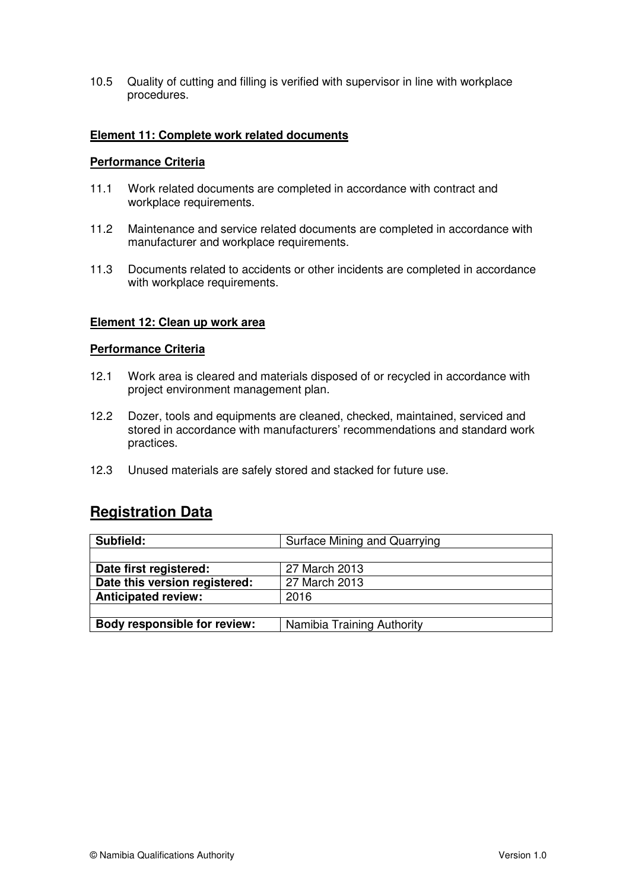10.5 Quality of cutting and filling is verified with supervisor in line with workplace procedures.

**Element 11: Complete work related documents**

**Performance Criteria**

11.1 Work related documents are completed in accordance with contract and workplace requirements.

11.2 Maintenance and service related documents are completed in accordance with manufacturer and workplace requirements.

11.3 Documents related to accidents or other incidents are completed in accordance with workplace requirements.

**Element 12: Clean up work area**

**Performance Criteria**

12.1 Work area is cleared and materials disposed of or recycled in accordance with project environment management plan.

12.2 Dozer, tools and equipments are cleaned, checked, maintained, serviced and stored in accordance with manufacturers' recommendations and standard work practices.

12.3 Unused materials are safely stored and stacked for future use.

# Registration Data

| | |
|---|---|
| **Subfield:** | Surface Mining and Quarrying |
| | |
| **Date first registered:** | 27 March 2013 |
| **Date this version registered:** | 27 March 2013 |
| **Anticipated review:** | 2016 |
| | |
| **Body responsible for review:** | Namibia Training Authority |